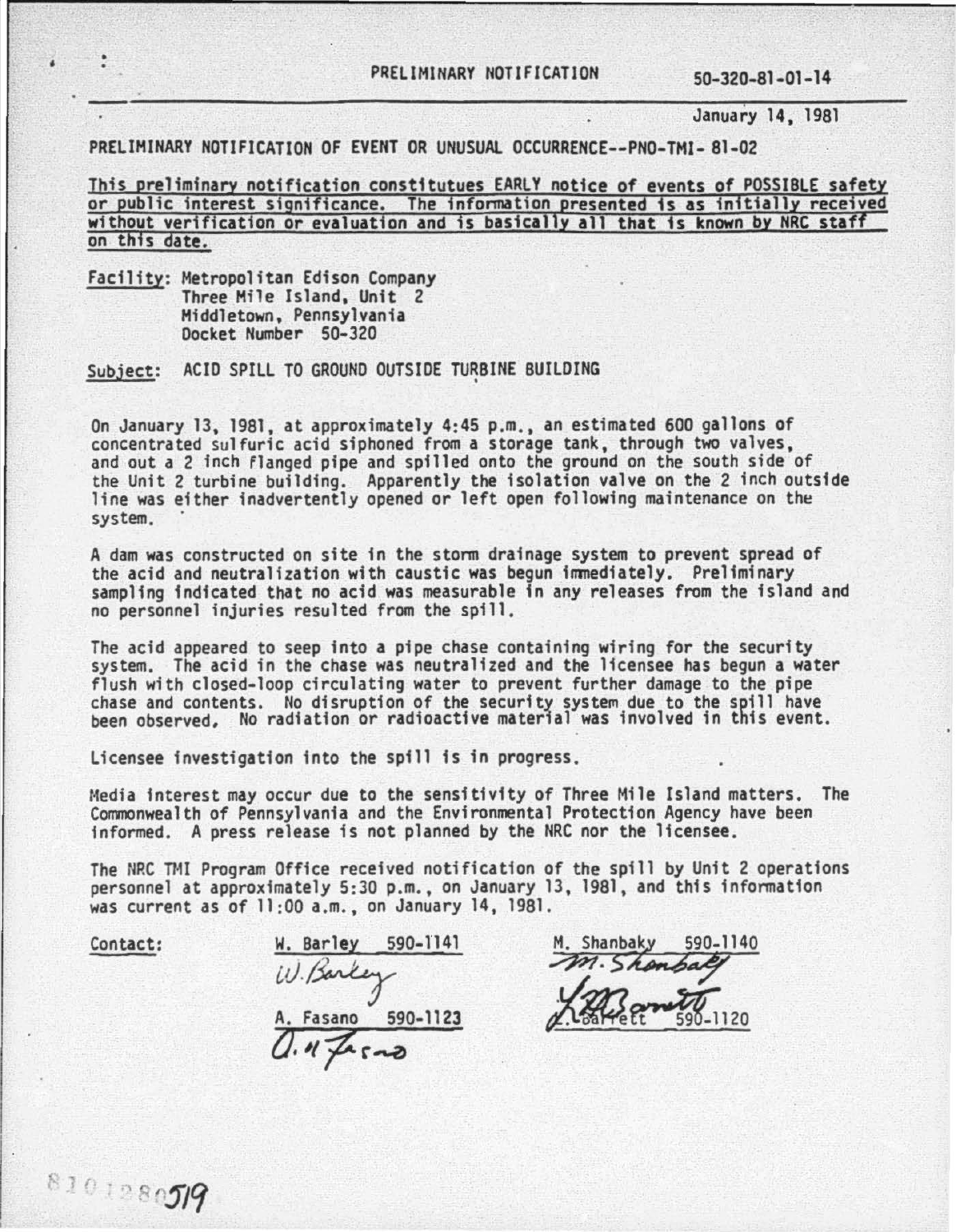PRELIMINARY NOTIFICATION 50-320-81-01-14

January 14, 1981

PRELIMINARY NOTIFICATION OF EVENT OR UNUSUAL OCCURRENCE--PNO-TMI- 81-02

This preliminary notification constitutues EARLY notice of events of POSSIBLE safety or public interest significance. The information presented is as initially received without verification or evaluation and is basically all that is known by NRC staff on this date.

Facility: Metropolitan Edison Company
Three Mile Island, Unit 2
Middletown, Pennsylvania
Docket Number 50-320

Subject: ACID SPILL TO GROUND OUTSIDE TURBINE BUILDING

On January 13, 1981, at approximately 4:45 p.m., an estimated 600 gallons of concentrated sulfuric acid siphoned from a storage tank, through two valves, and out a 2 inch flanged pipe and spilled onto the ground on the south side of the Unit 2 turbine building. Apparently the isolation valve on the 2 inch outside line was either inadvertently opened or left open following maintenance on the system.

A dam was constructed on site in the storm drainage system to prevent spread of the acid and neutralization with caustic was begun immediately. Preliminary sampling indicated that no acid was measurable in any releases from the island and no personnel injuries resulted from the spill.

The acid appeared to seep into a pipe chase containing wiring for the security system. The acid in the chase was neutralized and the licensee has begun a water flush with closed-loop circulating water to prevent further damage to the pipe chase and contents. No disruption of the security system due to the spill have been observed. No radiation or radioactive material was involved in this event.

Licensee investigation into the spill is in progress.

Media interest may occur due to the sensitivity of Three Mile Island matters. The Commonwealth of Pennsylvania and the Environmental Protection Agency have been informed. A press release is not planned by the NRC nor the licensee.

The NRC TMI Program Office received notification of the spill by Unit 2 operations personnel at approximately 5:30 p.m., on January 13, 1981, and this information was current as of 11:00 a.m., on January 14, 1981.

Contact:

W. Barley 590-1141
W. Barley

A. Fasano 590-1123
A. Fasano

M. Shanbaky 590-1140
M. Shanbaky

L. Barrett 590-1120
L. Barrett

8101280519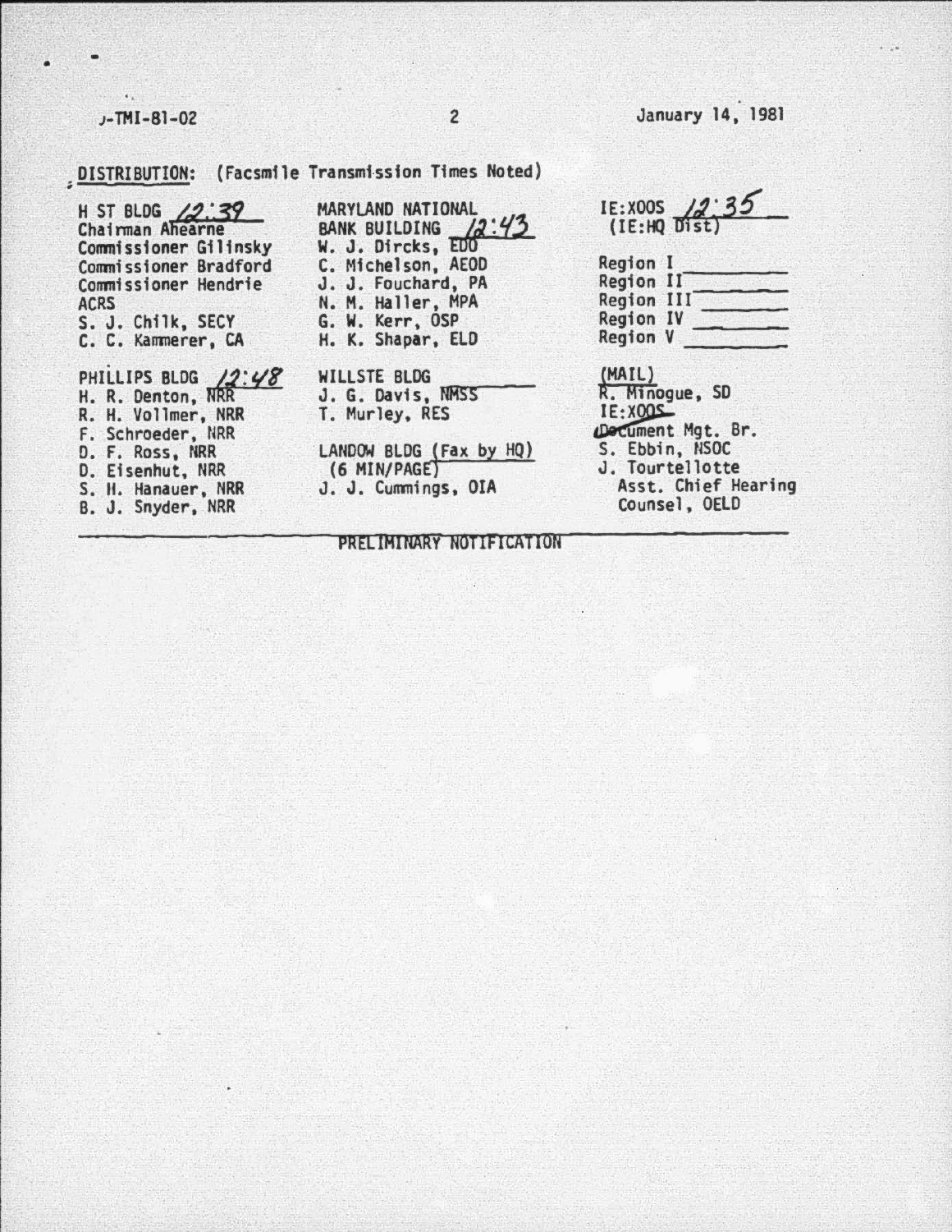DISTRIBUTION: (Facsmile Transmission Times Noted)

H ST BLDG 12:39
Chairman Ahearne
Commissioner Gilinsky
Commissioner Bradford
Commissioner Hendrie
ACRS
S. J. Chilk, SECY
C. C. Kammerer, CA

PHILLIPS BLDG 12:48
H. R. Denton, NRR
R. H. Vollmer, NRR
F. Schroeder, NRR
D. F. Ross, NRR
D. Eisenhut, NRR
S. H. Hanauer, NRR
B. J. Snyder, NRR

MARYLAND NATIONAL BANK BUILDING 12:43
W. J. Dircks, EDO
C. Michelson, AEOD
J. J. Fouchard, PA
N. M. Haller, MPA
G. W. Kerr, OSP
H. K. Shapar, ELD

WILLSTE BLDG
J. G. Davis, NMSS
T. Murley, RES

LANDOW BLDG (Fax by HQ)
(6 MIN/PAGE)
J. J. Cummings, OIA

IE:XOOS 12:35
(IE:HQ Dist)

Region I ________
Region II ________
Region III ________
Region IV ________
Region V ________

(MAIL)
R. Minogue, SD
IE:XOOS
Document Mgt. Br.
S. Ebbin, NSOC
J. Tourtellotte
Asst. Chief Hearing Counsel, OELD

PRELIMINARY NOTIFICATION